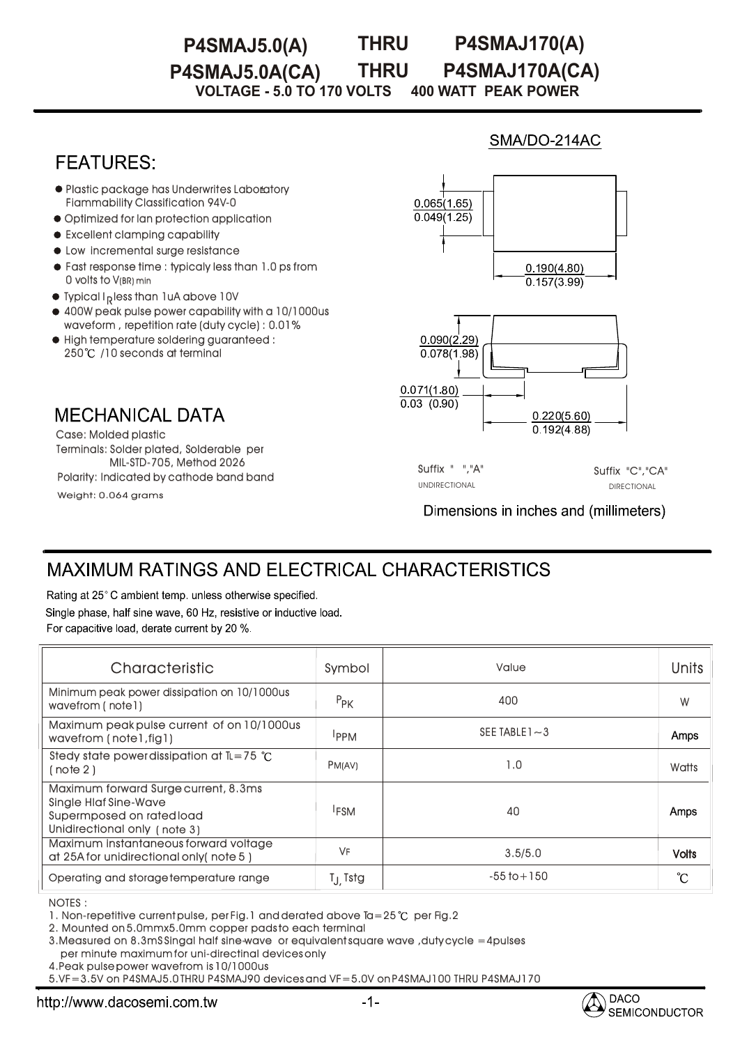# P4SMAJ5.0(A) THRU P4SMAJ170(A)
# P4SMAJ5.0A(CA) THRU P4SMAJ170A(CA)

**VOLTAGE - 5.0 TO 170 VOLTS 400 WATT PEAK POWER**

SMA/DO-214AC

## FEATURES:

- Plastic package has Underwrites Labotatory Flammability Classification 94V-0
- Optimized for lan protection application
- Excellent clamping capability
- Low incremental surge resistance
- Fast response time : typicaly less than 1.0 ps from 0 volts to $V_{(BR)\,min}$
- Typical $I_R$ less than 1uA above 10V
- 400W peak pulse power capability with a 10/1000us waveform , repetition rate (duty cycle) : 0.01%
- High temperature soldering guaranteed : 250℃ /10 seconds at terminal

0.065(1.65)
0.049(1.25)

0.190(4.80)
0.157(3.99)

0.090(2.29)
0.078(1.98)

0.071(1.80)
0.03 (0.90)

0.220(5.60)
0.192(4.88)

## MECHANICAL DATA

Case: Molded plastic
Terminals: Solder plated, Solderable per MIL-STD-705, Method 2026
Polarity: Indicated by cathode band band
Weight: 0.064 grams

Suffix " ","A" UNIDIRECTIONAL

Suffix "C","CA" DIRECTIONAL

Dimensions in inches and (millimeters)

## MAXIMUM RATINGS AND ELECTRICAL CHARACTERISTICS

Rating at 25° C ambient temp. unless otherwise specified.
Single phase, half sine wave, 60 Hz, resistive or inductive load.
For capacitive load, derate current by 20 %.

| Characteristic | Symbol | Value | Units |
|---|---|---|---|
| Minimum peak power dissipation on 10/1000us wavefrom ( note1) | $P_{PK}$ | 400 | W |
| Maximum peak pulse current of on 10/1000us wavefrom (note1,fig1) | $I_{PPM}$ | SEE TABLE1～3 | Amps |
| Stedy state power dissipation at TL=75 ℃ ( note 2 ) | $P_{M(AV)}$ | 1.0 | Watts |
| Maximum forward Surge current, 8.3ms Single Hlaf Sine-Wave Supermposed on rated load Unidirectional only ( note 3) | $I_{FSM}$ | 40 | Amps |
| Maximum instantaneous forward voltage at 25A for unidirectional only( note 5 ) | $V_F$ | 3.5/5.0 | Volts |
| Operating and storage temperature range | $T_J$, Tstg | -55 to+150 | ℃ |

NOTES :
1. Non-repetitive current pulse, per Fig.1 and derated above Ta=25℃ per Fig.2
2. Mounted on 5.0mmx5.0mm copper pads to each terminal
3. Measured on 8.3mS Singal half sine-wave or equivalent square wave ,duty cycle =4pulses per minute maximum for uni-directinal devices only
4. Peak pulse power wavefrom is 10/1000us
5. VF=3.5V on P4SMAJ5.0 THRU P4SMAJ90 devices and VF=5.0V on P4SMAJ100 THRU P4SMAJ170

http://www.dacosemi.com.tw

DACO SEMICONDUCTOR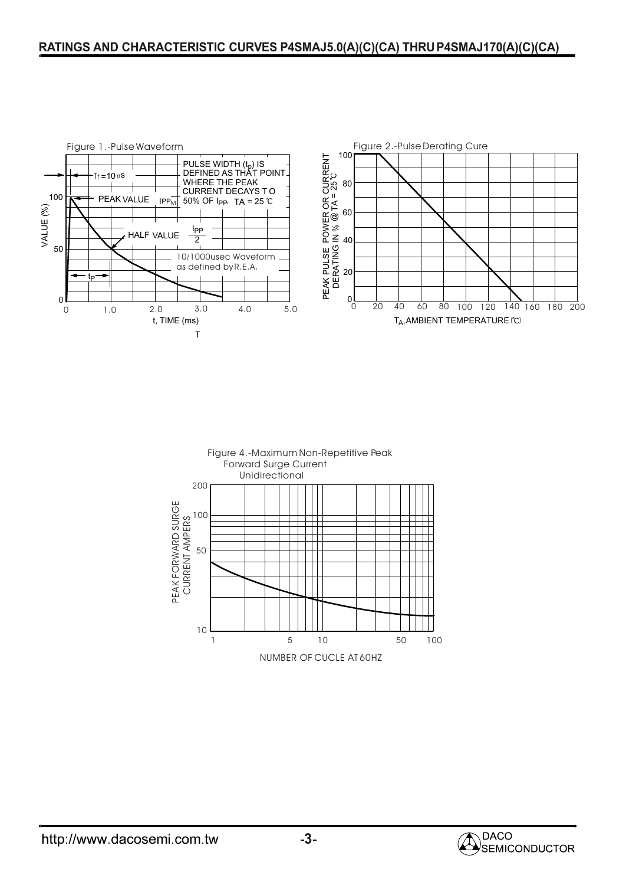## RATINGS AND CHARACTERISTIC CURVES P4SMAJ5.0(A)(C)(CA) THRU P4SMAJ170(A)(C)(CA)

Figure 1.-Pulse Waveform

$T_r = 10\,\mu s$

PEAK VALUE $I_{PPM}$

PULSE WIDTH ($t_p$) IS DEFINED AS THAT POINT WHERE THE PEAK CURRENT DECAYS TO 50% OF $I_{PP}$. TA = 25℃

HALF VALUE $\frac{I_{PP}}{2}$

10/1000usec Waveform as defined by R.E.A.

$t_P$

VALUE (%)

t, TIME (ms)

Figure 2.-Pulse Derating Cure

PEAK PULSE POWER OR CURRENT DERATING IN % @ TA = 25℃

$T_A$, AMBIENT TEMPERATURE (℃)

Figure 4.-Maximum Non-Repetitive Peak Forward Surge Current Unidirectional

PEAK FORWARD SURGE CURRENT AMPERS

NUMBER OF CUCLE AT 60HZ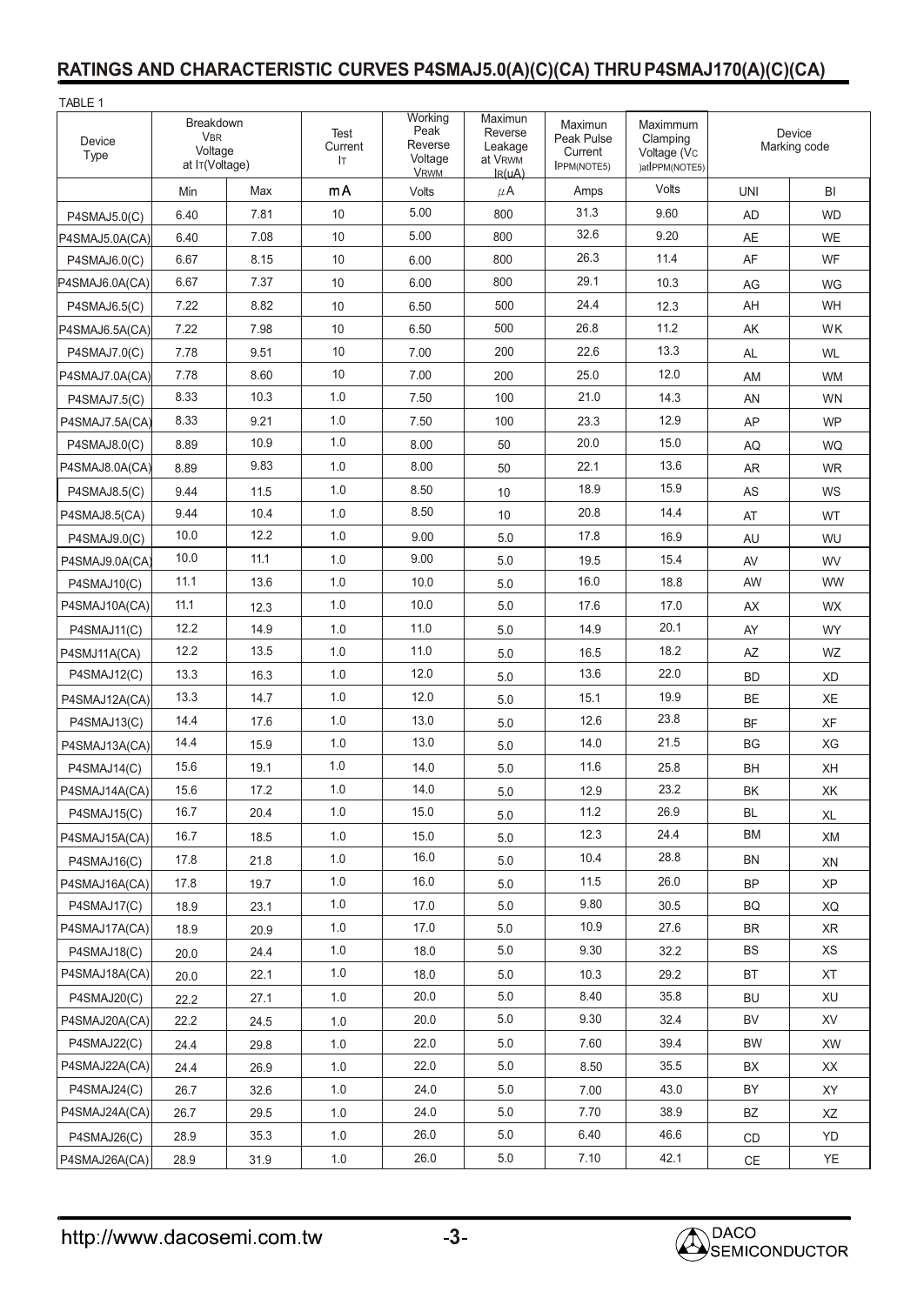## RATINGS AND CHARACTERISTIC CURVES P4SMAJ5.0(A)(C)(CA) THRU P4SMAJ170(A)(C)(CA)

TABLE 1

| Device Type | Breakdown $V_{BR}$ Voltage at $I_T$(Voltage) | | Test Current $I_T$ | Working Peak Reverse Voltage $V_{RWM}$ | Maximun Reverse Leakage at $V_{RWM}$ $I_R$(uA) | Maximun Peak Pulse Current $I_{PPM}$(NOTE5) | Maximmum Clamping Voltage ($V_C$ )at$I_{PPM}$(NOTE5) | Device Marking code | |
|---|---|---|---|---|---|---|---|---|---|
| | Min | Max | mA | Volts | μA | Amps | Volts | UNI | BI |
| P4SMAJ5.0(C) | 6.40 | 7.81 | 10 | 5.00 | 800 | 31.3 | 9.60 | AD | WD |
| P4SMAJ5.0A(CA) | 6.40 | 7.08 | 10 | 5.00 | 800 | 32.6 | 9.20 | AE | WE |
| P4SMAJ6.0(C) | 6.67 | 8.15 | 10 | 6.00 | 800 | 26.3 | 11.4 | AF | WF |
| P4SMAJ6.0A(CA) | 6.67 | 7.37 | 10 | 6.00 | 800 | 29.1 | 10.3 | AG | WG |
| P4SMAJ6.5(C) | 7.22 | 8.82 | 10 | 6.50 | 500 | 24.4 | 12.3 | AH | WH |
| P4SMAJ6.5A(CA) | 7.22 | 7.98 | 10 | 6.50 | 500 | 26.8 | 11.2 | AK | WK |
| P4SMAJ7.0(C) | 7.78 | 9.51 | 10 | 7.00 | 200 | 22.6 | 13.3 | AL | WL |
| P4SMAJ7.0A(CA) | 7.78 | 8.60 | 10 | 7.00 | 200 | 25.0 | 12.0 | AM | WM |
| P4SMAJ7.5(C) | 8.33 | 10.3 | 1.0 | 7.50 | 100 | 21.0 | 14.3 | AN | WN |
| P4SMAJ7.5A(CA) | 8.33 | 9.21 | 1.0 | 7.50 | 100 | 23.3 | 12.9 | AP | WP |
| P4SMAJ8.0(C) | 8.89 | 10.9 | 1.0 | 8.00 | 50 | 20.0 | 15.0 | AQ | WQ |
| P4SMAJ8.0A(CA) | 8.89 | 9.83 | 1.0 | 8.00 | 50 | 22.1 | 13.6 | AR | WR |
| P4SMAJ8.5(C) | 9.44 | 11.5 | 1.0 | 8.50 | 10 | 18.9 | 15.9 | AS | WS |
| P4SMAJ8.5(CA) | 9.44 | 10.4 | 1.0 | 8.50 | 10 | 20.8 | 14.4 | AT | WT |
| P4SMAJ9.0(C) | 10.0 | 12.2 | 1.0 | 9.00 | 5.0 | 17.8 | 16.9 | AU | WU |
| P4SMAJ9.0A(CA) | 10.0 | 11.1 | 1.0 | 9.00 | 5.0 | 19.5 | 15.4 | AV | WV |
| P4SMAJ10(C) | 11.1 | 13.6 | 1.0 | 10.0 | 5.0 | 16.0 | 18.8 | AW | WW |
| P4SMAJ10A(CA) | 11.1 | 12.3 | 1.0 | 10.0 | 5.0 | 17.6 | 17.0 | AX | WX |
| P4SMAJ11(C) | 12.2 | 14.9 | 1.0 | 11.0 | 5.0 | 14.9 | 20.1 | AY | WY |
| P4SMJ11A(CA) | 12.2 | 13.5 | 1.0 | 11.0 | 5.0 | 16.5 | 18.2 | AZ | WZ |
| P4SMAJ12(C) | 13.3 | 16.3 | 1.0 | 12.0 | 5.0 | 13.6 | 22.0 | BD | XD |
| P4SMAJ12A(CA) | 13.3 | 14.7 | 1.0 | 12.0 | 5.0 | 15.1 | 19.9 | BE | XE |
| P4SMAJ13(C) | 14.4 | 17.6 | 1.0 | 13.0 | 5.0 | 12.6 | 23.8 | BF | XF |
| P4SMAJ13A(CA) | 14.4 | 15.9 | 1.0 | 13.0 | 5.0 | 14.0 | 21.5 | BG | XG |
| P4SMAJ14(C) | 15.6 | 19.1 | 1.0 | 14.0 | 5.0 | 11.6 | 25.8 | BH | XH |
| P4SMAJ14A(CA) | 15.6 | 17.2 | 1.0 | 14.0 | 5.0 | 12.9 | 23.2 | BK | XK |
| P4SMAJ15(C) | 16.7 | 20.4 | 1.0 | 15.0 | 5.0 | 11.2 | 26.9 | BL | XL |
| P4SMAJ15A(CA) | 16.7 | 18.5 | 1.0 | 15.0 | 5.0 | 12.3 | 24.4 | BM | XM |
| P4SMAJ16(C) | 17.8 | 21.8 | 1.0 | 16.0 | 5.0 | 10.4 | 28.8 | BN | XN |
| P4SMAJ16A(CA) | 17.8 | 19.7 | 1.0 | 16.0 | 5.0 | 11.5 | 26.0 | BP | XP |
| P4SMAJ17(C) | 18.9 | 23.1 | 1.0 | 17.0 | 5.0 | 9.80 | 30.5 | BQ | XQ |
| P4SMAJ17A(CA) | 18.9 | 20.9 | 1.0 | 17.0 | 5.0 | 10.9 | 27.6 | BR | XR |
| P4SMAJ18(C) | 20.0 | 24.4 | 1.0 | 18.0 | 5.0 | 9.30 | 32.2 | BS | XS |
| P4SMAJ18A(CA) | 20.0 | 22.1 | 1.0 | 18.0 | 5.0 | 10.3 | 29.2 | BT | XT |
| P4SMAJ20(C) | 22.2 | 27.1 | 1.0 | 20.0 | 5.0 | 8.40 | 35.8 | BU | XU |
| P4SMAJ20A(CA) | 22.2 | 24.5 | 1.0 | 20.0 | 5.0 | 9.30 | 32.4 | BV | XV |
| P4SMAJ22(C) | 24.4 | 29.8 | 1.0 | 22.0 | 5.0 | 7.60 | 39.4 | BW | XW |
| P4SMAJ22A(CA) | 24.4 | 26.9 | 1.0 | 22.0 | 5.0 | 8.50 | 35.5 | BX | XX |
| P4SMAJ24(C) | 26.7 | 32.6 | 1.0 | 24.0 | 5.0 | 7.00 | 43.0 | BY | XY |
| P4SMAJ24A(CA) | 26.7 | 29.5 | 1.0 | 24.0 | 5.0 | 7.70 | 38.9 | BZ | XZ |
| P4SMAJ26(C) | 28.9 | 35.3 | 1.0 | 26.0 | 5.0 | 6.40 | 46.6 | CD | YD |
| P4SMAJ26A(CA) | 28.9 | 31.9 | 1.0 | 26.0 | 5.0 | 7.10 | 42.1 | CE | YE |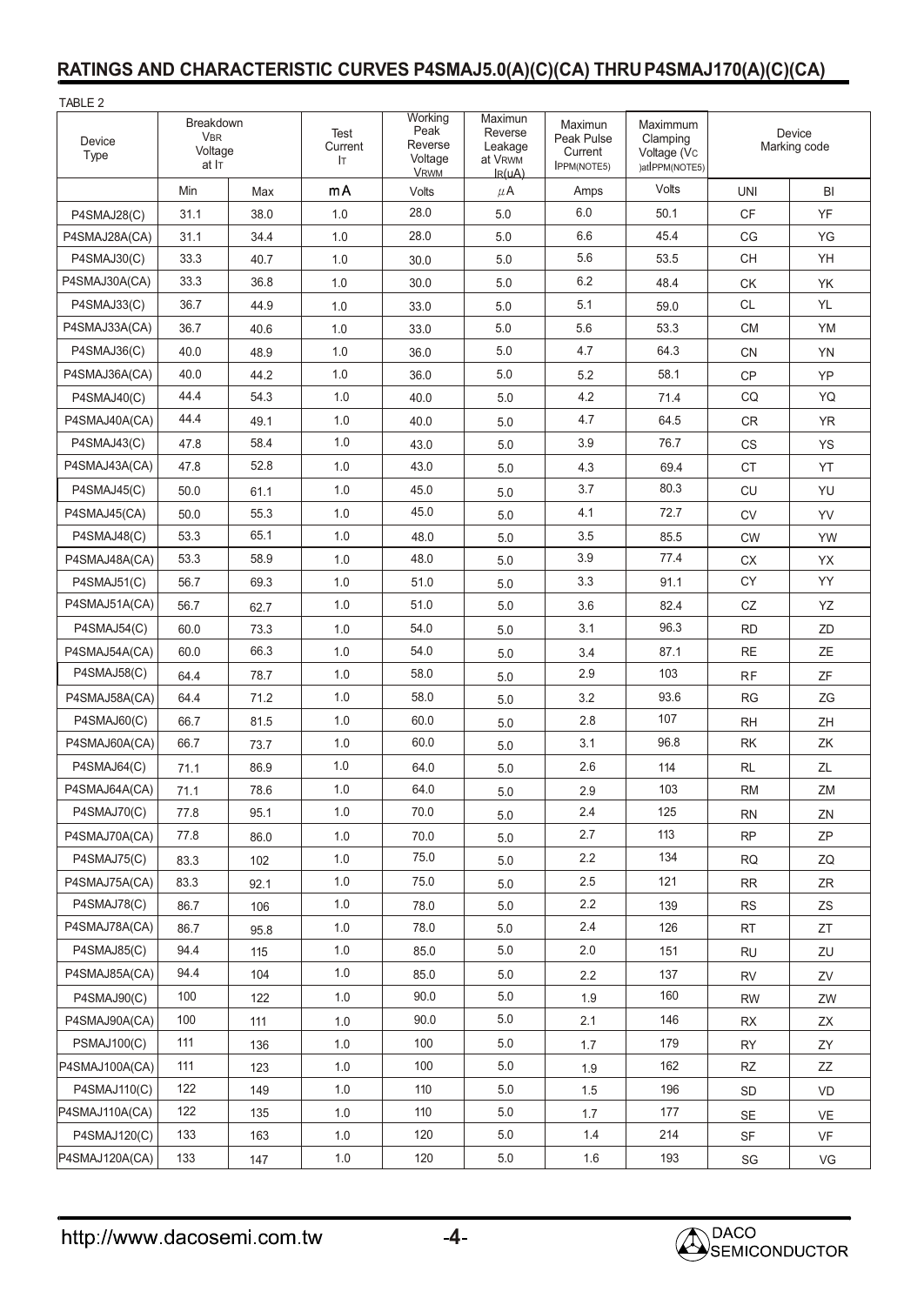## RATINGS AND CHARACTERISTIC CURVES P4SMAJ5.0(A)(C)(CA) THRU P4SMAJ170(A)(C)(CA)

TABLE 2

| Device Type | Breakdown $V_{BR}$ Voltage at $I_T$ | | Test Current $I_T$ | Working Peak Reverse Voltage $V_{RWM}$ | Maximun Reverse Leakage at $V_{RWM}$ $I_R$(uA) | Maximun Peak Pulse Current $I_{PPM}$(NOTE5) | Maximmum Clamping Voltage ($V_C$ )at$I_{PPM}$(NOTE5) | Device Marking code | |
|---|---|---|---|---|---|---|---|---|---|
| | Min | Max | mA | Volts | $\mu$A | Amps | Volts | UNI | BI |
| P4SMAJ28(C) | 31.1 | 38.0 | 1.0 | 28.0 | 5.0 | 6.0 | 50.1 | CF | YF |
| P4SMAJ28A(CA) | 31.1 | 34.4 | 1.0 | 28.0 | 5.0 | 6.6 | 45.4 | CG | YG |
| P4SMAJ30(C) | 33.3 | 40.7 | 1.0 | 30.0 | 5.0 | 5.6 | 53.5 | CH | YH |
| P4SMAJ30A(CA) | 33.3 | 36.8 | 1.0 | 30.0 | 5.0 | 6.2 | 48.4 | CK | YK |
| P4SMAJ33(C) | 36.7 | 44.9 | 1.0 | 33.0 | 5.0 | 5.1 | 59.0 | CL | YL |
| P4SMAJ33A(CA) | 36.7 | 40.6 | 1.0 | 33.0 | 5.0 | 5.6 | 53.3 | CM | YM |
| P4SMAJ36(C) | 40.0 | 48.9 | 1.0 | 36.0 | 5.0 | 4.7 | 64.3 | CN | YN |
| P4SMAJ36A(CA) | 40.0 | 44.2 | 1.0 | 36.0 | 5.0 | 5.2 | 58.1 | CP | YP |
| P4SMAJ40(C) | 44.4 | 54.3 | 1.0 | 40.0 | 5.0 | 4.2 | 71.4 | CQ | YQ |
| P4SMAJ40A(CA) | 44.4 | 49.1 | 1.0 | 40.0 | 5.0 | 4.7 | 64.5 | CR | YR |
| P4SMAJ43(C) | 47.8 | 58.4 | 1.0 | 43.0 | 5.0 | 3.9 | 76.7 | CS | YS |
| P4SMAJ43A(CA) | 47.8 | 52.8 | 1.0 | 43.0 | 5.0 | 4.3 | 69.4 | CT | YT |
| P4SMAJ45(C) | 50.0 | 61.1 | 1.0 | 45.0 | 5.0 | 3.7 | 80.3 | CU | YU |
| P4SMAJ45(CA) | 50.0 | 55.3 | 1.0 | 45.0 | 5.0 | 4.1 | 72.7 | CV | YV |
| P4SMAJ48(C) | 53.3 | 65.1 | 1.0 | 48.0 | 5.0 | 3.5 | 85.5 | CW | YW |
| P4SMAJ48A(CA) | 53.3 | 58.9 | 1.0 | 48.0 | 5.0 | 3.9 | 77.4 | CX | YX |
| P4SMAJ51(C) | 56.7 | 69.3 | 1.0 | 51.0 | 5.0 | 3.3 | 91.1 | CY | YY |
| P4SMAJ51A(CA) | 56.7 | 62.7 | 1.0 | 51.0 | 5.0 | 3.6 | 82.4 | CZ | YZ |
| P4SMAJ54(C) | 60.0 | 73.3 | 1.0 | 54.0 | 5.0 | 3.1 | 96.3 | RD | ZD |
| P4SMAJ54A(CA) | 60.0 | 66.3 | 1.0 | 54.0 | 5.0 | 3.4 | 87.1 | RE | ZE |
| P4SMAJ58(C) | 64.4 | 78.7 | 1.0 | 58.0 | 5.0 | 2.9 | 103 | RF | ZF |
| P4SMAJ58A(CA) | 64.4 | 71.2 | 1.0 | 58.0 | 5.0 | 3.2 | 93.6 | RG | ZG |
| P4SMAJ60(C) | 66.7 | 81.5 | 1.0 | 60.0 | 5.0 | 2.8 | 107 | RH | ZH |
| P4SMAJ60A(CA) | 66.7 | 73.7 | 1.0 | 60.0 | 5.0 | 3.1 | 96.8 | RK | ZK |
| P4SMAJ64(C) | 71.1 | 86.9 | 1.0 | 64.0 | 5.0 | 2.6 | 114 | RL | ZL |
| P4SMAJ64A(CA) | 71.1 | 78.6 | 1.0 | 64.0 | 5.0 | 2.9 | 103 | RM | ZM |
| P4SMAJ70(C) | 77.8 | 95.1 | 1.0 | 70.0 | 5.0 | 2.4 | 125 | RN | ZN |
| P4SMAJ70A(CA) | 77.8 | 86.0 | 1.0 | 70.0 | 5.0 | 2.7 | 113 | RP | ZP |
| P4SMAJ75(C) | 83.3 | 102 | 1.0 | 75.0 | 5.0 | 2.2 | 134 | RQ | ZQ |
| P4SMAJ75A(CA) | 83.3 | 92.1 | 1.0 | 75.0 | 5.0 | 2.5 | 121 | RR | ZR |
| P4SMAJ78(C) | 86.7 | 106 | 1.0 | 78.0 | 5.0 | 2.2 | 139 | RS | ZS |
| P4SMAJ78A(CA) | 86.7 | 95.8 | 1.0 | 78.0 | 5.0 | 2.4 | 126 | RT | ZT |
| P4SMAJ85(C) | 94.4 | 115 | 1.0 | 85.0 | 5.0 | 2.0 | 151 | RU | ZU |
| P4SMAJ85A(CA) | 94.4 | 104 | 1.0 | 85.0 | 5.0 | 2.2 | 137 | RV | ZV |
| P4SMAJ90(C) | 100 | 122 | 1.0 | 90.0 | 5.0 | 1.9 | 160 | RW | ZW |
| P4SMAJ90A(CA) | 100 | 111 | 1.0 | 90.0 | 5.0 | 2.1 | 146 | RX | ZX |
| PSMAJ100(C) | 111 | 136 | 1.0 | 100 | 5.0 | 1.7 | 179 | RY | ZY |
| P4SMAJ100A(CA) | 111 | 123 | 1.0 | 100 | 5.0 | 1.9 | 162 | RZ | ZZ |
| P4SMAJ110(C) | 122 | 149 | 1.0 | 110 | 5.0 | 1.5 | 196 | SD | VD |
| P4SMAJ110A(CA) | 122 | 135 | 1.0 | 110 | 5.0 | 1.7 | 177 | SE | VE |
| P4SMAJ120(C) | 133 | 163 | 1.0 | 120 | 5.0 | 1.4 | 214 | SF | VF |
| P4SMAJ120A(CA) | 133 | 147 | 1.0 | 120 | 5.0 | 1.6 | 193 | SG | VG |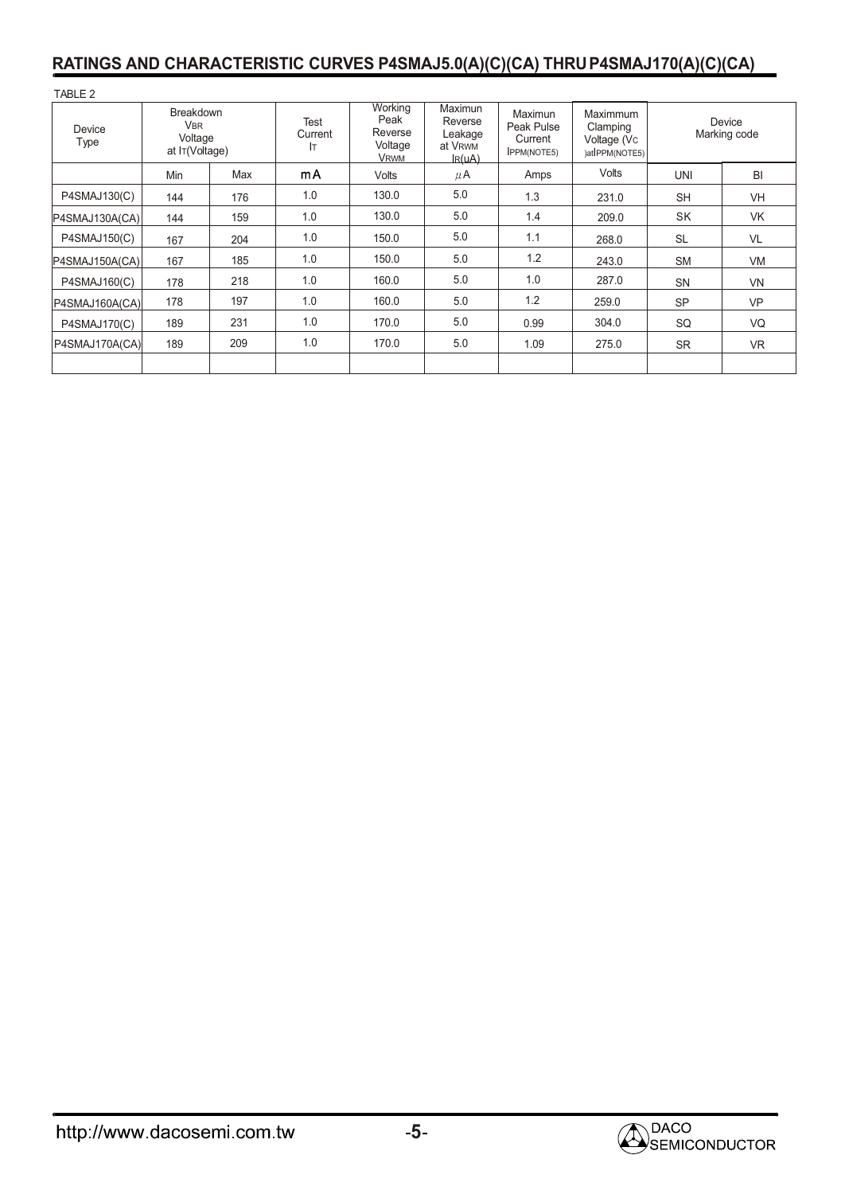## RATINGS AND CHARACTERISTIC CURVES P4SMAJ5.0(A)(C)(CA) THRU P4SMAJ170(A)(C)(CA)

TABLE 2

| Device Type | Breakdown $V_{BR}$ Voltage at $I_T$(Voltage) | | Test Current $I_T$ | Working Peak Reverse Voltage $V_{RWM}$ | Maximun Reverse Leakage at $V_{RWM}$ $I_R$(uA) | Maximun Peak Pulse Current $I_{PPM}$(NOTE5) | Maximmum Clamping Voltage ($V_C$ )at $I_{PPM}$(NOTE5) | Device Marking code | |
|---|---|---|---|---|---|---|---|---|---|
| | Min | Max | mA | Volts | μA | Amps | Volts | UNI | BI |
| P4SMAJ130(C) | 144 | 176 | 1.0 | 130.0 | 5.0 | 1.3 | 231.0 | SH | VH |
| P4SMAJ130A(CA) | 144 | 159 | 1.0 | 130.0 | 5.0 | 1.4 | 209.0 | SK | VK |
| P4SMAJ150(C) | 167 | 204 | 1.0 | 150.0 | 5.0 | 1.1 | 268.0 | SL | VL |
| P4SMAJ150A(CA) | 167 | 185 | 1.0 | 150.0 | 5.0 | 1.2 | 243.0 | SM | VM |
| P4SMAJ160(C) | 178 | 218 | 1.0 | 160.0 | 5.0 | 1.0 | 287.0 | SN | VN |
| P4SMAJ160A(CA) | 178 | 197 | 1.0 | 160.0 | 5.0 | 1.2 | 259.0 | SP | VP |
| P4SMAJ170(C) | 189 | 231 | 1.0 | 170.0 | 5.0 | 0.99 | 304.0 | SQ | VQ |
| P4SMAJ170A(CA) | 189 | 209 | 1.0 | 170.0 | 5.0 | 1.09 | 275.0 | SR | VR |
| | | | | | | | | | |